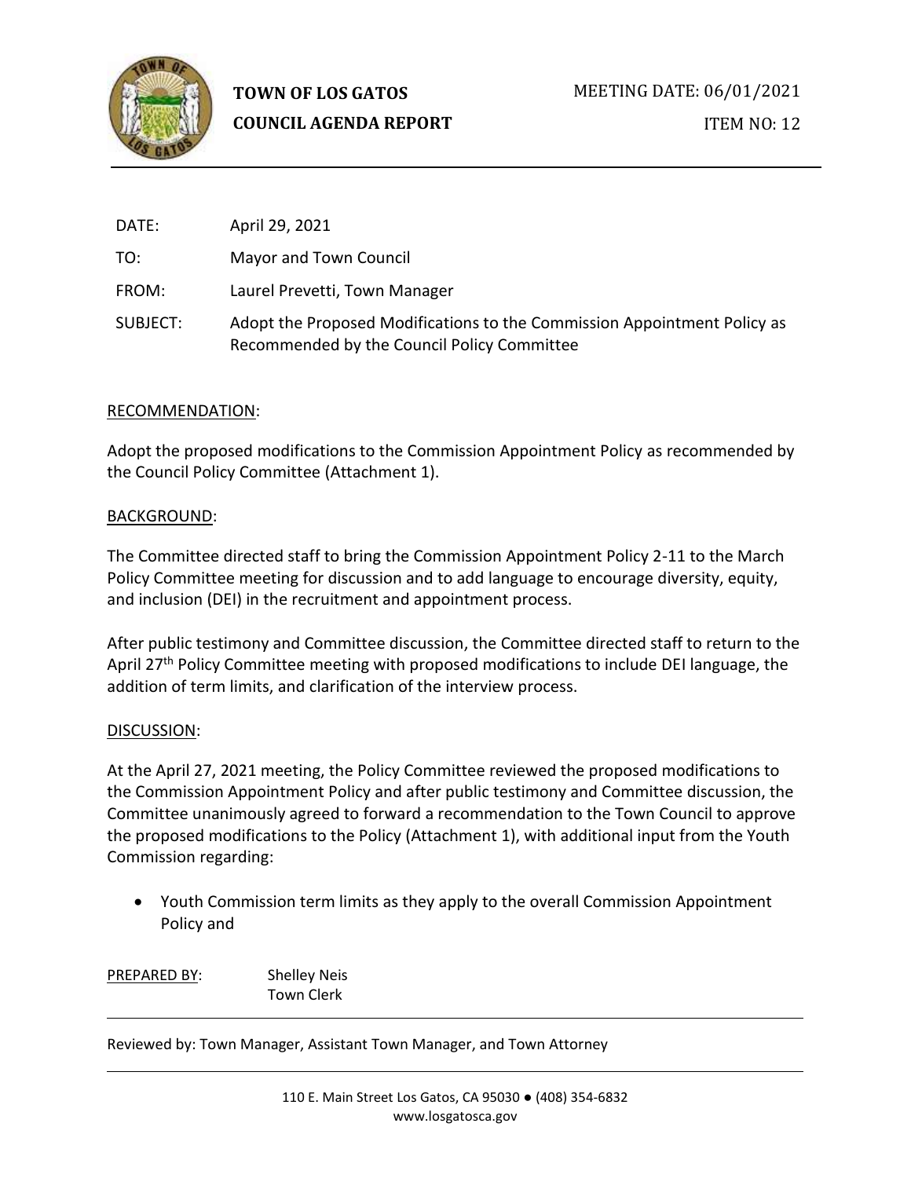**TOWN OF LOS GATOS**
**COUNCIL AGENDA REPORT**

MEETING DATE: 06/01/2021

ITEM NO: 12

DATE: April 29, 2021

TO: Mayor and Town Council

FROM: Laurel Prevetti, Town Manager

SUBJECT: Adopt the Proposed Modifications to the Commission Appointment Policy as Recommended by the Council Policy Committee

RECOMMENDATION:

Adopt the proposed modifications to the Commission Appointment Policy as recommended by the Council Policy Committee (Attachment 1).

BACKGROUND:

The Committee directed staff to bring the Commission Appointment Policy 2-11 to the March Policy Committee meeting for discussion and to add language to encourage diversity, equity, and inclusion (DEI) in the recruitment and appointment process.

After public testimony and Committee discussion, the Committee directed staff to return to the April 27th Policy Committee meeting with proposed modifications to include DEI language, the addition of term limits, and clarification of the interview process.

DISCUSSION:

At the April 27, 2021 meeting, the Policy Committee reviewed the proposed modifications to the Commission Appointment Policy and after public testimony and Committee discussion, the Committee unanimously agreed to forward a recommendation to the Town Council to approve the proposed modifications to the Policy (Attachment 1), with additional input from the Youth Commission regarding:

- Youth Commission term limits as they apply to the overall Commission Appointment Policy and

PREPARED BY: Shelley Neis
Town Clerk

Reviewed by: Town Manager, Assistant Town Manager, and Town Attorney

110 E. Main Street Los Gatos, CA 95030 ● (408) 354-6832
www.losgatosca.gov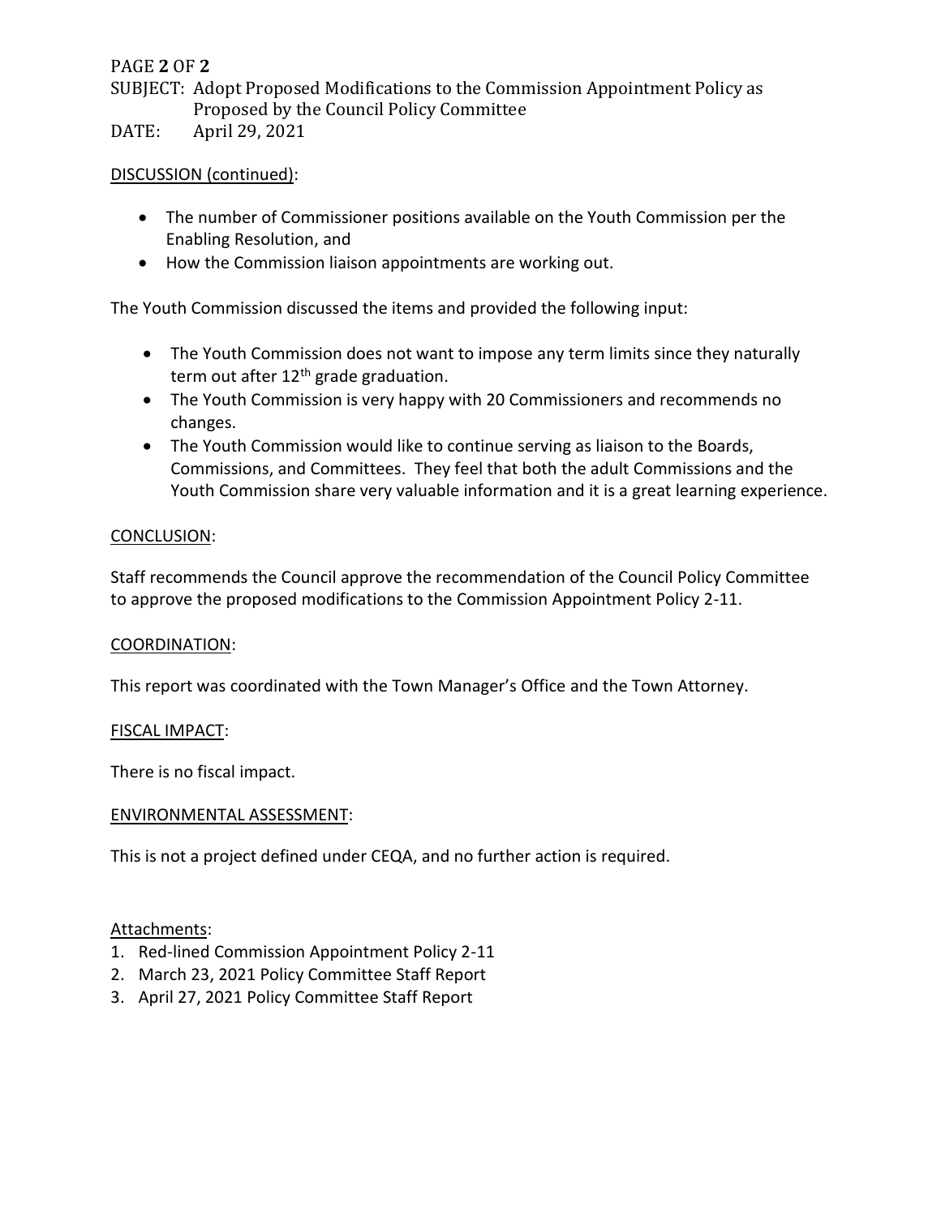SUBJECT: Adopt Proposed Modifications to the Commission Appointment Policy as Proposed by the Council Policy Committee
DATE: April 29, 2021

DISCUSSION (continued):

- The number of Commissioner positions available on the Youth Commission per the Enabling Resolution, and
- How the Commission liaison appointments are working out.

The Youth Commission discussed the items and provided the following input:

- The Youth Commission does not want to impose any term limits since they naturally term out after 12th grade graduation.
- The Youth Commission is very happy with 20 Commissioners and recommends no changes.
- The Youth Commission would like to continue serving as liaison to the Boards, Commissions, and Committees. They feel that both the adult Commissions and the Youth Commission share very valuable information and it is a great learning experience.

CONCLUSION:

Staff recommends the Council approve the recommendation of the Council Policy Committee to approve the proposed modifications to the Commission Appointment Policy 2-11.

COORDINATION:

This report was coordinated with the Town Manager's Office and the Town Attorney.

FISCAL IMPACT:

There is no fiscal impact.

ENVIRONMENTAL ASSESSMENT:

This is not a project defined under CEQA, and no further action is required.

Attachments:
1. Red-lined Commission Appointment Policy 2-11
2. March 23, 2021 Policy Committee Staff Report
3. April 27, 2021 Policy Committee Staff Report